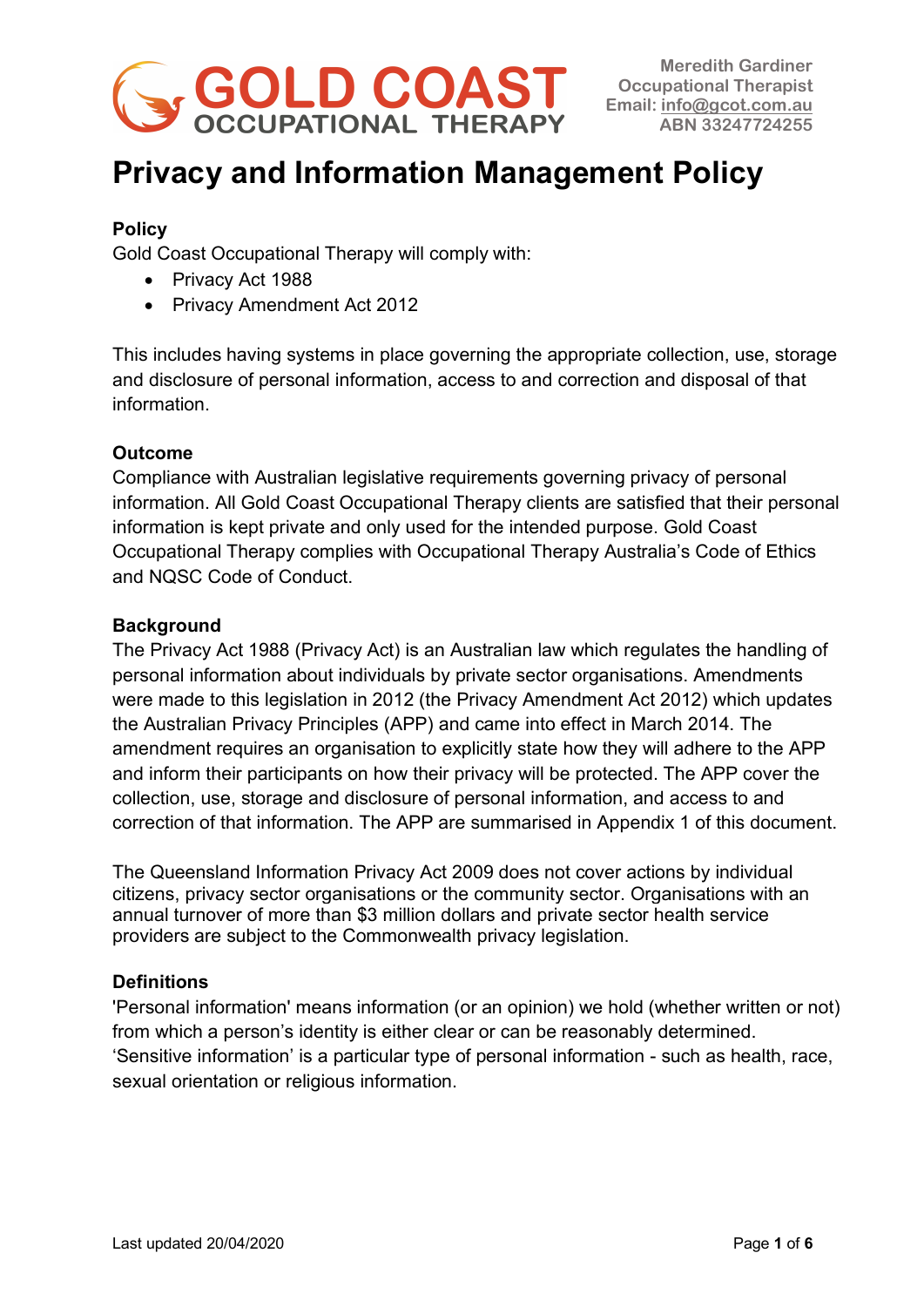GOLD COAST OCCUPATIONAL THERAPY

Meredith Gardiner
Occupational Therapist
Email: info@gcot.com.au
ABN 33247724255

# Privacy and Information Management Policy

**Policy**

Gold Coast Occupational Therapy will comply with:

- Privacy Act 1988
- Privacy Amendment Act 2012

This includes having systems in place governing the appropriate collection, use, storage and disclosure of personal information, access to and correction and disposal of that information.

**Outcome**

Compliance with Australian legislative requirements governing privacy of personal information. All Gold Coast Occupational Therapy clients are satisfied that their personal information is kept private and only used for the intended purpose. Gold Coast Occupational Therapy complies with Occupational Therapy Australia's Code of Ethics and NQSC Code of Conduct.

**Background**

The Privacy Act 1988 (Privacy Act) is an Australian law which regulates the handling of personal information about individuals by private sector organisations. Amendments were made to this legislation in 2012 (the Privacy Amendment Act 2012) which updates the Australian Privacy Principles (APP) and came into effect in March 2014. The amendment requires an organisation to explicitly state how they will adhere to the APP and inform their participants on how their privacy will be protected. The APP cover the collection, use, storage and disclosure of personal information, and access to and correction of that information. The APP are summarised in Appendix 1 of this document.

The Queensland Information Privacy Act 2009 does not cover actions by individual citizens, privacy sector organisations or the community sector. Organisations with an annual turnover of more than $3 million dollars and private sector health service providers are subject to the Commonwealth privacy legislation.

**Definitions**

'Personal information' means information (or an opinion) we hold (whether written or not) from which a person's identity is either clear or can be reasonably determined.
'Sensitive information' is a particular type of personal information - such as health, race, sexual orientation or religious information.

Last updated 20/04/2020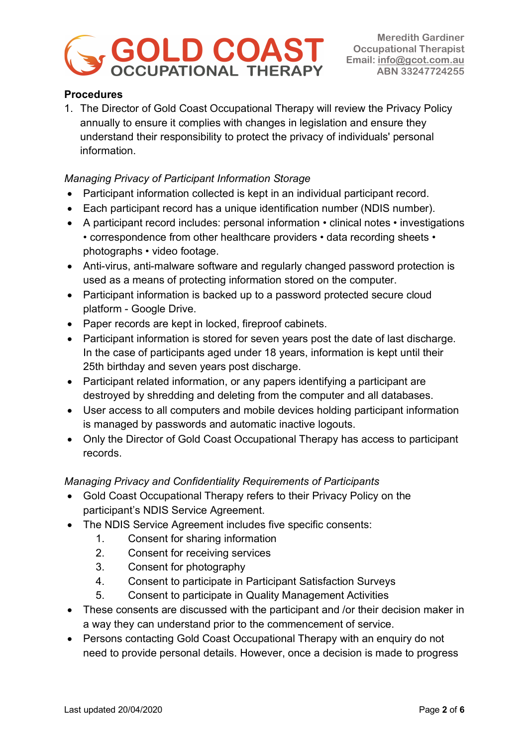### Procedures

1. The Director of Gold Coast Occupational Therapy will review the Privacy Policy annually to ensure it complies with changes in legislation and ensure they understand their responsibility to protect the privacy of individuals' personal information.

*Managing Privacy of Participant Information Storage*

- Participant information collected is kept in an individual participant record.
- Each participant record has a unique identification number (NDIS number).
- A participant record includes: personal information • clinical notes • investigations • correspondence from other healthcare providers • data recording sheets • photographs • video footage.
- Anti-virus, anti-malware software and regularly changed password protection is used as a means of protecting information stored on the computer.
- Participant information is backed up to a password protected secure cloud platform - Google Drive.
- Paper records are kept in locked, fireproof cabinets.
- Participant information is stored for seven years post the date of last discharge. In the case of participants aged under 18 years, information is kept until their 25th birthday and seven years post discharge.
- Participant related information, or any papers identifying a participant are destroyed by shredding and deleting from the computer and all databases.
- User access to all computers and mobile devices holding participant information is managed by passwords and automatic inactive logouts.
- Only the Director of Gold Coast Occupational Therapy has access to participant records.

*Managing Privacy and Confidentiality Requirements of Participants*

- Gold Coast Occupational Therapy refers to their Privacy Policy on the participant's NDIS Service Agreement.
- The NDIS Service Agreement includes five specific consents:
  1. Consent for sharing information
  2. Consent for receiving services
  3. Consent for photography
  4. Consent to participate in Participant Satisfaction Surveys
  5. Consent to participate in Quality Management Activities
- These consents are discussed with the participant and /or their decision maker in a way they can understand prior to the commencement of service.
- Persons contacting Gold Coast Occupational Therapy with an enquiry do not need to provide personal details. However, once a decision is made to progress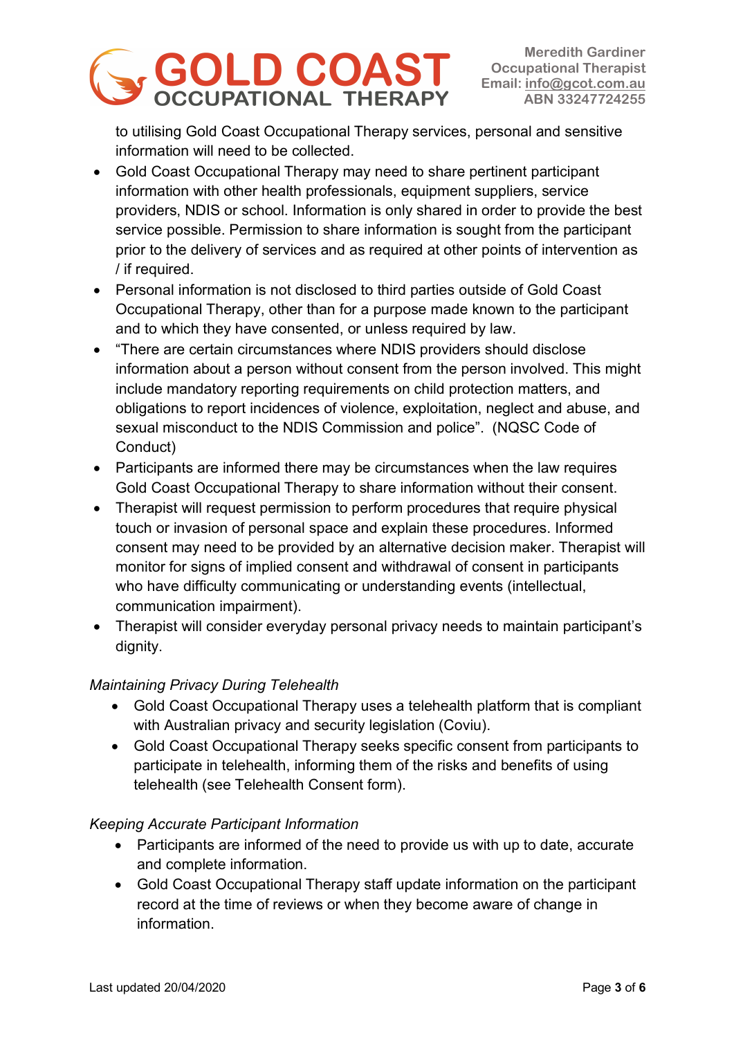to utilising Gold Coast Occupational Therapy services, personal and sensitive information will need to be collected.

- Gold Coast Occupational Therapy may need to share pertinent participant information with other health professionals, equipment suppliers, service providers, NDIS or school. Information is only shared in order to provide the best service possible. Permission to share information is sought from the participant prior to the delivery of services and as required at other points of intervention as / if required.
- Personal information is not disclosed to third parties outside of Gold Coast Occupational Therapy, other than for a purpose made known to the participant and to which they have consented, or unless required by law.
- "There are certain circumstances where NDIS providers should disclose information about a person without consent from the person involved. This might include mandatory reporting requirements on child protection matters, and obligations to report incidences of violence, exploitation, neglect and abuse, and sexual misconduct to the NDIS Commission and police". (NQSC Code of Conduct)
- Participants are informed there may be circumstances when the law requires Gold Coast Occupational Therapy to share information without their consent.
- Therapist will request permission to perform procedures that require physical touch or invasion of personal space and explain these procedures. Informed consent may need to be provided by an alternative decision maker. Therapist will monitor for signs of implied consent and withdrawal of consent in participants who have difficulty communicating or understanding events (intellectual, communication impairment).
- Therapist will consider everyday personal privacy needs to maintain participant's dignity.

*Maintaining Privacy During Telehealth*

- Gold Coast Occupational Therapy uses a telehealth platform that is compliant with Australian privacy and security legislation (Coviu).
- Gold Coast Occupational Therapy seeks specific consent from participants to participate in telehealth, informing them of the risks and benefits of using telehealth (see Telehealth Consent form).

*Keeping Accurate Participant Information*

- Participants are informed of the need to provide us with up to date, accurate and complete information.
- Gold Coast Occupational Therapy staff update information on the participant record at the time of reviews or when they become aware of change in information.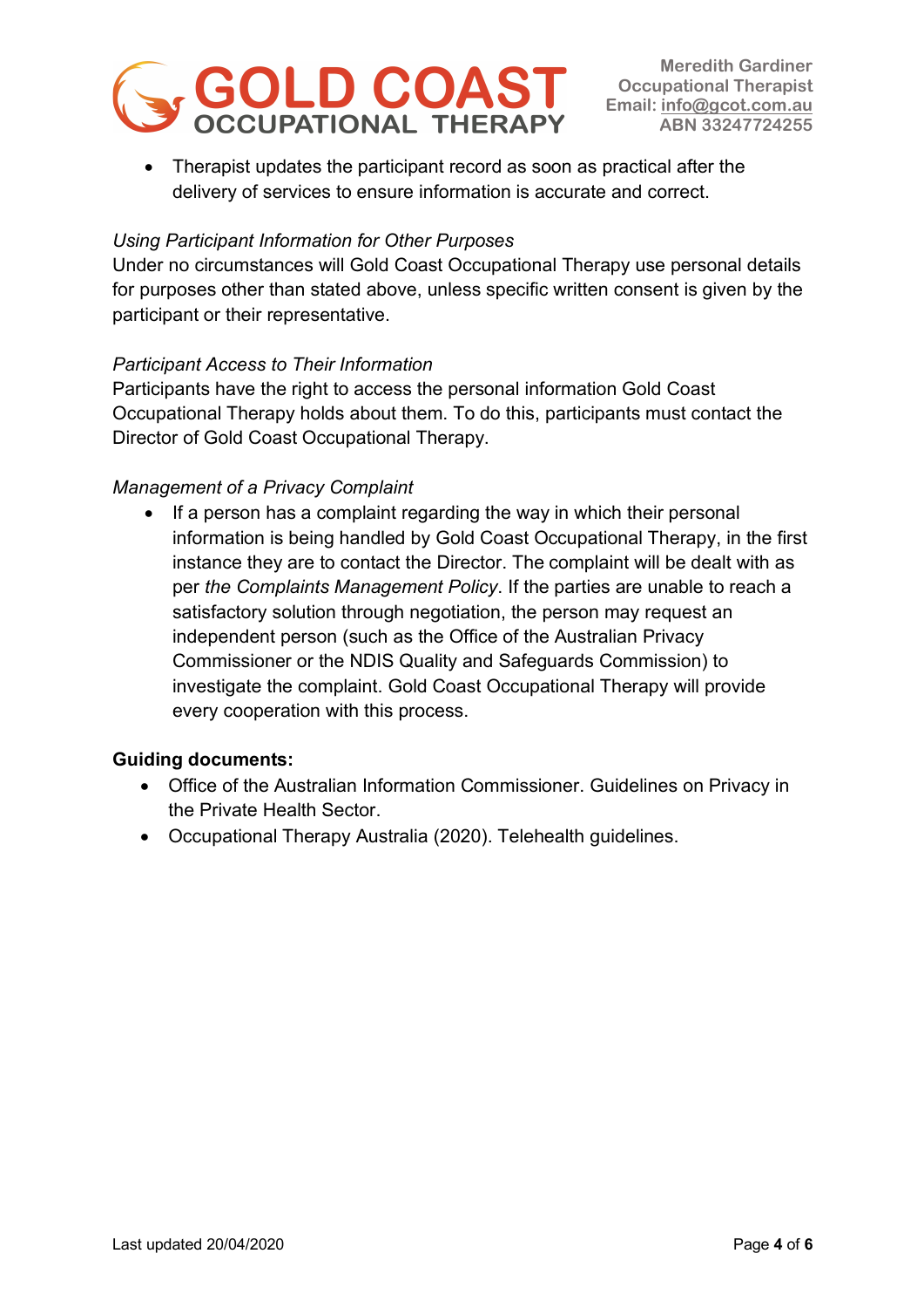- Therapist updates the participant record as soon as practical after the delivery of services to ensure information is accurate and correct.

*Using Participant Information for Other Purposes*

Under no circumstances will Gold Coast Occupational Therapy use personal details for purposes other than stated above, unless specific written consent is given by the participant or their representative.

*Participant Access to Their Information*

Participants have the right to access the personal information Gold Coast Occupational Therapy holds about them. To do this, participants must contact the Director of Gold Coast Occupational Therapy.

*Management of a Privacy Complaint*

- If a person has a complaint regarding the way in which their personal information is being handled by Gold Coast Occupational Therapy, in the first instance they are to contact the Director. The complaint will be dealt with as per *the Complaints Management Policy*. If the parties are unable to reach a satisfactory solution through negotiation, the person may request an independent person (such as the Office of the Australian Privacy Commissioner or the NDIS Quality and Safeguards Commission) to investigate the complaint. Gold Coast Occupational Therapy will provide every cooperation with this process.

**Guiding documents:**

- Office of the Australian Information Commissioner. Guidelines on Privacy in the Private Health Sector.
- Occupational Therapy Australia (2020). Telehealth guidelines.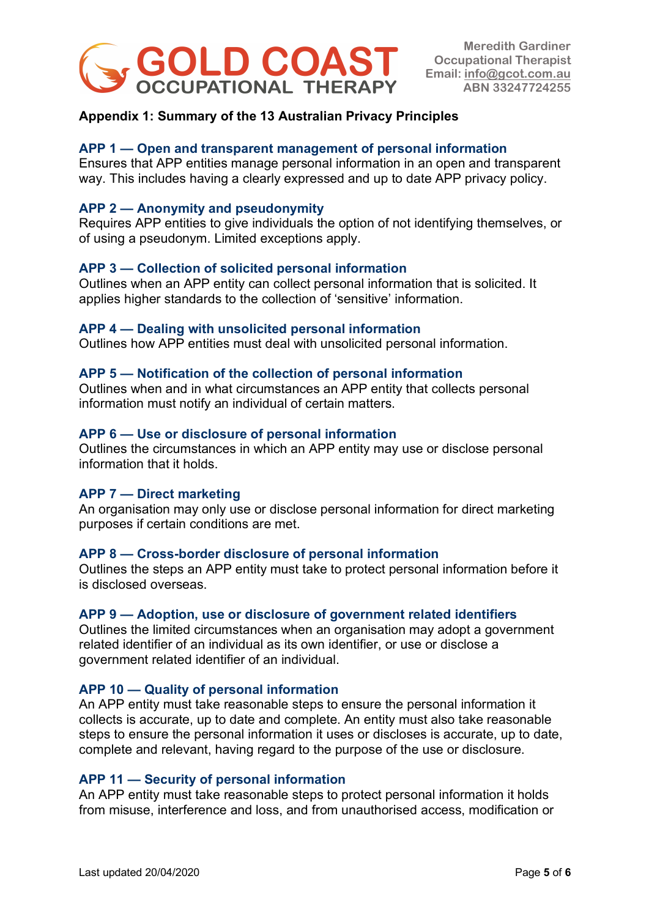## Appendix 1: Summary of the 13 Australian Privacy Principles

### APP 1 — Open and transparent management of personal information

Ensures that APP entities manage personal information in an open and transparent way. This includes having a clearly expressed and up to date APP privacy policy.

### APP 2 — Anonymity and pseudonymity

Requires APP entities to give individuals the option of not identifying themselves, or of using a pseudonym. Limited exceptions apply.

### APP 3 — Collection of solicited personal information

Outlines when an APP entity can collect personal information that is solicited. It applies higher standards to the collection of 'sensitive' information.

### APP 4 — Dealing with unsolicited personal information

Outlines how APP entities must deal with unsolicited personal information.

### APP 5 — Notification of the collection of personal information

Outlines when and in what circumstances an APP entity that collects personal information must notify an individual of certain matters.

### APP 6 — Use or disclosure of personal information

Outlines the circumstances in which an APP entity may use or disclose personal information that it holds.

### APP 7 — Direct marketing

An organisation may only use or disclose personal information for direct marketing purposes if certain conditions are met.

### APP 8 — Cross-border disclosure of personal information

Outlines the steps an APP entity must take to protect personal information before it is disclosed overseas.

### APP 9 — Adoption, use or disclosure of government related identifiers

Outlines the limited circumstances when an organisation may adopt a government related identifier of an individual as its own identifier, or use or disclose a government related identifier of an individual.

### APP 10 — Quality of personal information

An APP entity must take reasonable steps to ensure the personal information it collects is accurate, up to date and complete. An entity must also take reasonable steps to ensure the personal information it uses or discloses is accurate, up to date, complete and relevant, having regard to the purpose of the use or disclosure.

### APP 11 — Security of personal information

An APP entity must take reasonable steps to protect personal information it holds from misuse, interference and loss, and from unauthorised access, modification or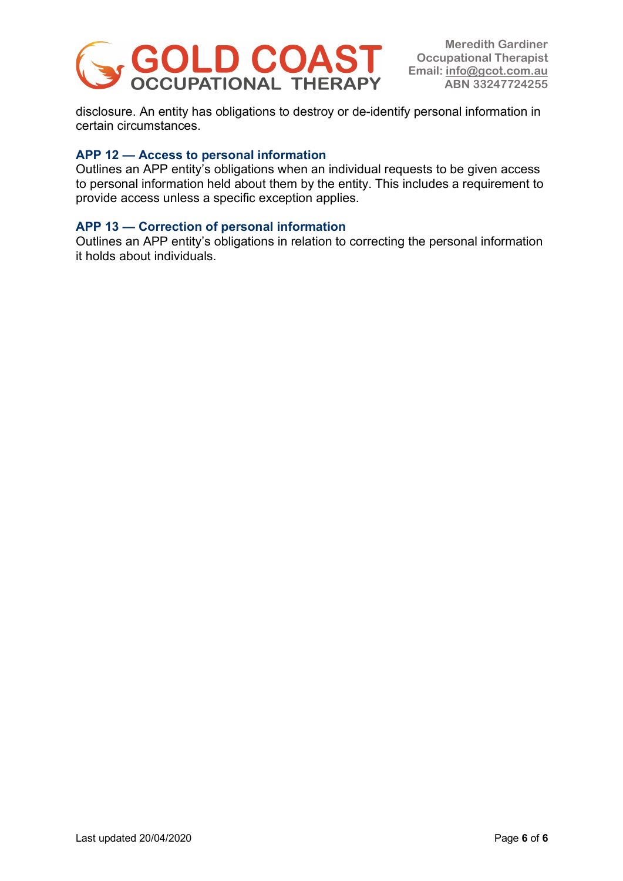disclosure. An entity has obligations to destroy or de-identify personal information in certain circumstances.

### APP 12 — Access to personal information

Outlines an APP entity's obligations when an individual requests to be given access to personal information held about them by the entity. This includes a requirement to provide access unless a specific exception applies.

### APP 13 — Correction of personal information

Outlines an APP entity's obligations in relation to correcting the personal information it holds about individuals.

Last updated 20/04/2020